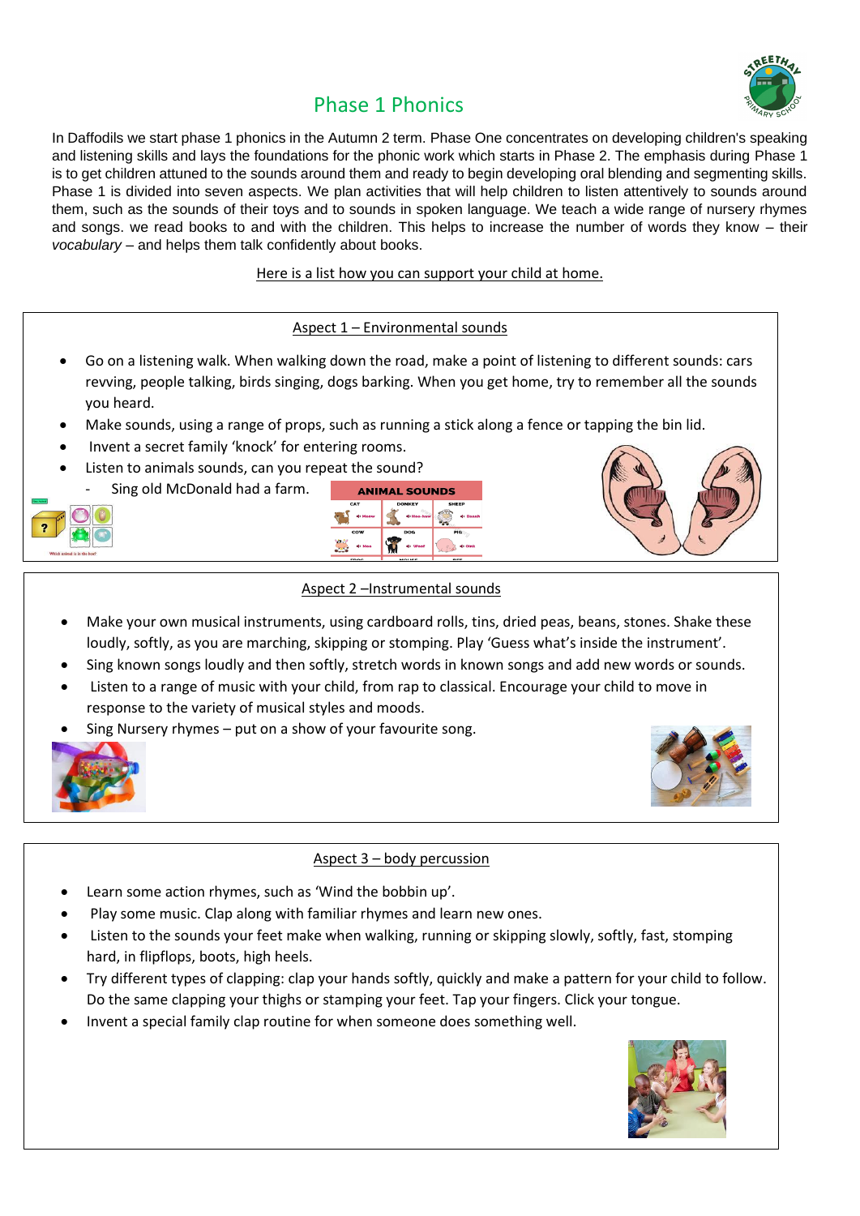# Phase 1 Phonics

In Daffodils we start phase 1 phonics in the Autumn 2 term. Phase One concentrates on developing children's speaking and listening skills and lays the foundations for the phonic work which starts in Phase 2. The emphasis during Phase 1 is to get children attuned to the sounds around them and ready to begin developing oral blending and segmenting skills. Phase 1 is divided into seven aspects. We plan activities that will help children to listen attentively to sounds around them, such as the sounds of their toys and to sounds in spoken language. We teach a wide range of nursery rhymes and songs. we read books to and with the children. This helps to increase the number of words they know – their *vocabulary* – and helps them talk confidently about books.

Here is a list how you can support your child at home.

## Aspect 1 – Environmental sounds

- Go on a listening walk. When walking down the road, make a point of listening to different sounds: cars revving, people talking, birds singing, dogs barking. When you get home, try to remember all the sounds you heard.
- Make sounds, using a range of props, such as running a stick along a fence or tapping the bin lid.
- Invent a secret family 'knock' for entering rooms.
- Listen to animals sounds, can you repeat the sound?
  - Sing old McDonald had a farm.

## Aspect 2 –Instrumental sounds

- Make your own musical instruments, using cardboard rolls, tins, dried peas, beans, stones. Shake these loudly, softly, as you are marching, skipping or stomping. Play 'Guess what's inside the instrument'.
- Sing known songs loudly and then softly, stretch words in known songs and add new words or sounds.
- Listen to a range of music with your child, from rap to classical. Encourage your child to move in response to the variety of musical styles and moods.
- Sing Nursery rhymes – put on a show of your favourite song.

## Aspect 3 – body percussion

- Learn some action rhymes, such as 'Wind the bobbin up'.
- Play some music. Clap along with familiar rhymes and learn new ones.
- Listen to the sounds your feet make when walking, running or skipping slowly, softly, fast, stomping hard, in flipflops, boots, high heels.
- Try different types of clapping: clap your hands softly, quickly and make a pattern for your child to follow. Do the same clapping your thighs or stamping your feet. Tap your fingers. Click your tongue.
- Invent a special family clap routine for when someone does something well.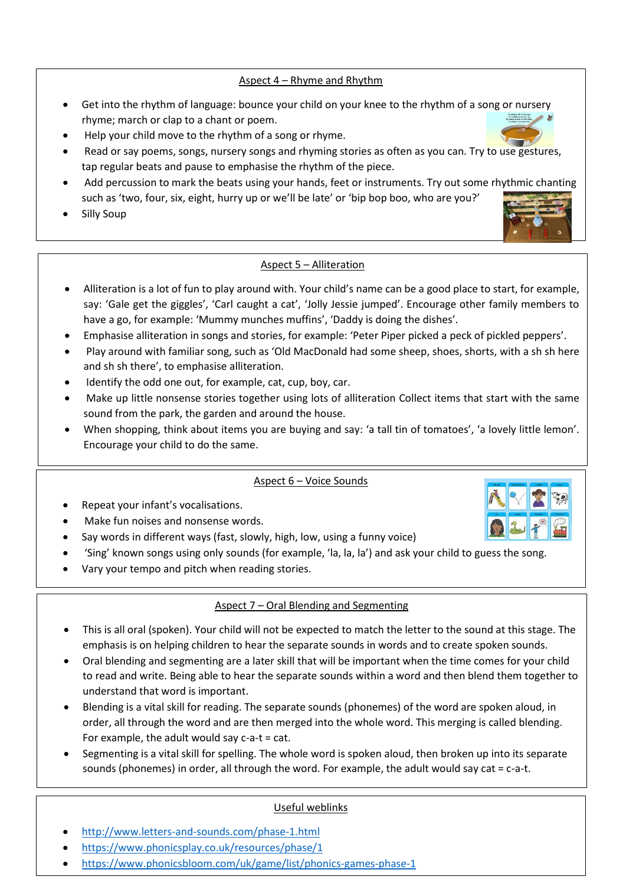## Aspect 4 – Rhyme and Rhythm

- Get into the rhythm of language: bounce your child on your knee to the rhythm of a song or nursery rhyme; march or clap to a chant or poem.
- Help your child move to the rhythm of a song or rhyme.
- Read or say poems, songs, nursery songs and rhyming stories as often as you can. Try to use gestures, tap regular beats and pause to emphasise the rhythm of the piece.
- Add percussion to mark the beats using your hands, feet or instruments. Try out some rhythmic chanting such as 'two, four, six, eight, hurry up or we'll be late' or 'bip bop boo, who are you?'
- Silly Soup

## Aspect 5 – Alliteration

- Alliteration is a lot of fun to play around with. Your child's name can be a good place to start, for example, say: 'Gale get the giggles', 'Carl caught a cat', 'Jolly Jessie jumped'. Encourage other family members to have a go, for example: 'Mummy munches muffins', 'Daddy is doing the dishes'.
- Emphasise alliteration in songs and stories, for example: 'Peter Piper picked a peck of pickled peppers'.
- Play around with familiar song, such as 'Old MacDonald had some sheep, shoes, shorts, with a sh sh here and sh sh there', to emphasise alliteration.
- Identify the odd one out, for example, cat, cup, boy, car.
- Make up little nonsense stories together using lots of alliteration Collect items that start with the same sound from the park, the garden and around the house.
- When shopping, think about items you are buying and say: 'a tall tin of tomatoes', 'a lovely little lemon'. Encourage your child to do the same.

## Aspect 6 – Voice Sounds

- Repeat your infant's vocalisations.
- Make fun noises and nonsense words.
- Say words in different ways (fast, slowly, high, low, using a funny voice)
- 'Sing' known songs using only sounds (for example, 'la, la, la') and ask your child to guess the song.
- Vary your tempo and pitch when reading stories.

## Aspect 7 – Oral Blending and Segmenting

- This is all oral (spoken). Your child will not be expected to match the letter to the sound at this stage. The emphasis is on helping children to hear the separate sounds in words and to create spoken sounds.
- Oral blending and segmenting are a later skill that will be important when the time comes for your child to read and write. Being able to hear the separate sounds within a word and then blend them together to understand that word is important.
- Blending is a vital skill for reading. The separate sounds (phonemes) of the word are spoken aloud, in order, all through the word and are then merged into the whole word. This merging is called blending. For example, the adult would say c-a-t = cat.
- Segmenting is a vital skill for spelling. The whole word is spoken aloud, then broken up into its separate sounds (phonemes) in order, all through the word. For example, the adult would say cat = c-a-t.

## Useful weblinks

- http://www.letters-and-sounds.com/phase-1.html
- https://www.phonicsplay.co.uk/resources/phase/1
- https://www.phonicsbloom.com/uk/game/list/phonics-games-phase-1